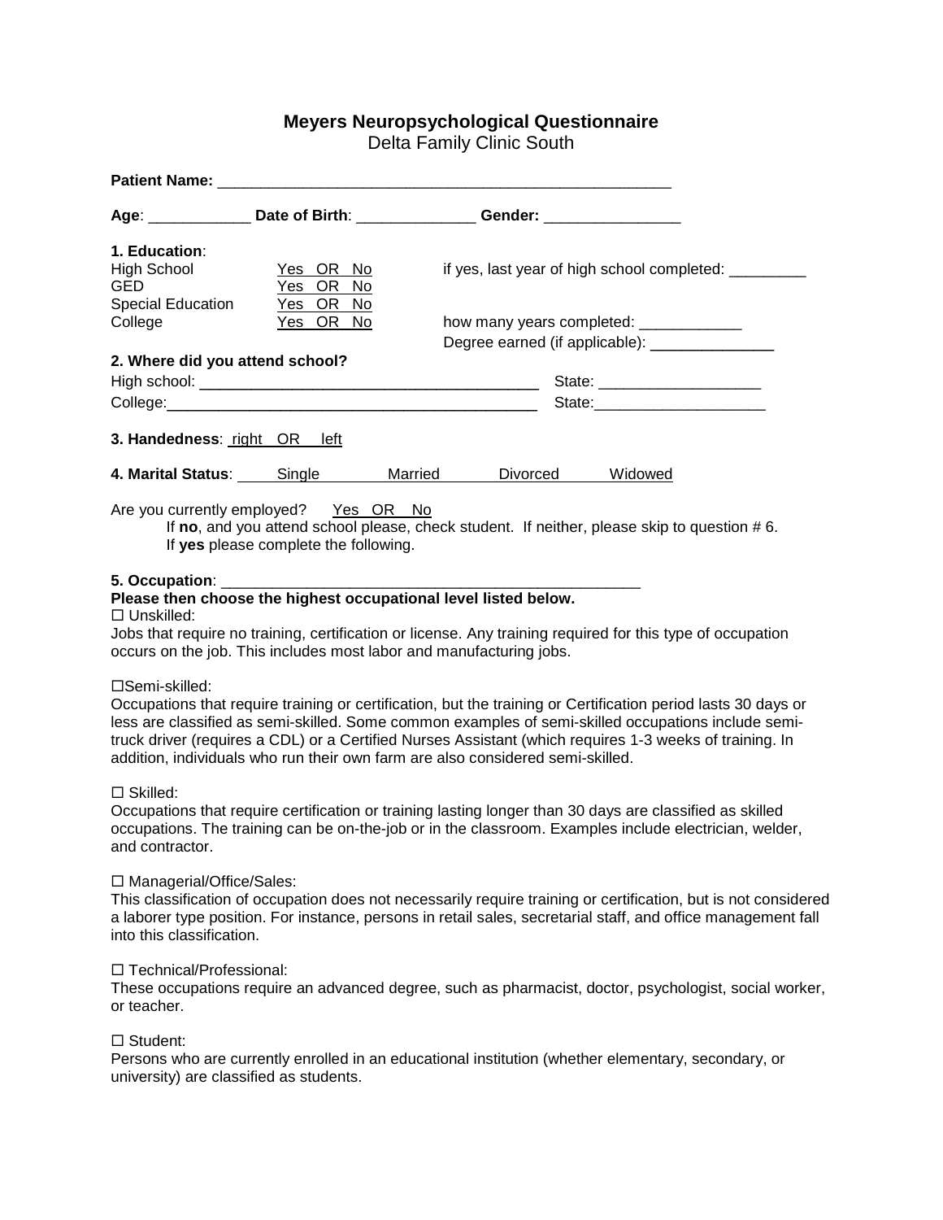# Meyers Neuropsychological Questionnaire

Delta Family Clinic South

**Patient Name:** ____________________________________________________

**Age**: ___________ **Date of Birth**: _____________ **Gender:** _______________

**1. Education**:

| | | | |
|---|---|---|---|
| High School | Yes OR No | if yes, last year of high school completed: | _________ |
| GED | Yes OR No | | |
| Special Education | Yes OR No | | |
| College | Yes OR No | how many years completed: | ____________ |
| | | Degree earned (if applicable): | ______________ |

**2. Where did you attend school?**

High school: ________________________________________ State: ___________________

College: ___________________________________________ State: ____________________

**3. Handedness**: right OR left

**4. Marital Status**: Single Married Divorced Widowed

Are you currently employed? Yes OR No

If **no**, and you attend school please, check student. If neither, please skip to question # 6.
If **yes** please complete the following.

**5. Occupation**: _________________________________________________

**Please then choose the highest occupational level listed below.**

☐ Unskilled:
Jobs that require no training, certification or license. Any training required for this type of occupation occurs on the job. This includes most labor and manufacturing jobs.

☐Semi-skilled:
Occupations that require training or certification, but the training or Certification period lasts 30 days or less are classified as semi-skilled. Some common examples of semi-skilled occupations include semi-truck driver (requires a CDL) or a Certified Nurses Assistant (which requires 1-3 weeks of training. In addition, individuals who run their own farm are also considered semi-skilled.

☐ Skilled:
Occupations that require certification or training lasting longer than 30 days are classified as skilled occupations. The training can be on-the-job or in the classroom. Examples include electrician, welder, and contractor.

☐ Managerial/Office/Sales:
This classification of occupation does not necessarily require training or certification, but is not considered a laborer type position. For instance, persons in retail sales, secretarial staff, and office management fall into this classification.

☐ Technical/Professional:
These occupations require an advanced degree, such as pharmacist, doctor, psychologist, social worker, or teacher.

☐ Student:
Persons who are currently enrolled in an educational institution (whether elementary, secondary, or university) are classified as students.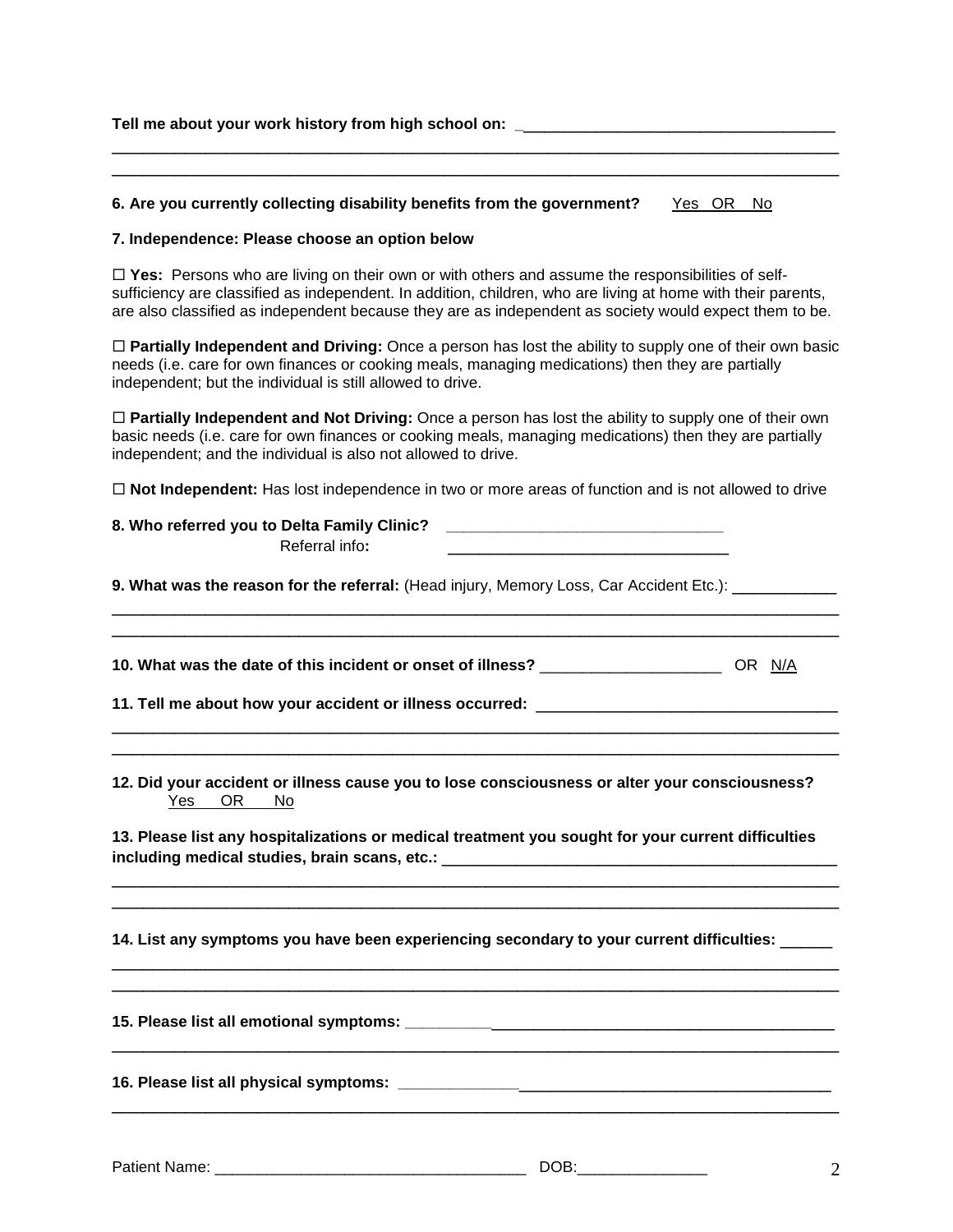**Tell me about your work history from high school on:** ___________________________________

_____________________________________________________________________________________

_____________________________________________________________________________________

**6. Are you currently collecting disability benefits from the government?** Yes OR No

**7. Independence: Please choose an option below**

☐ **Yes:** Persons who are living on their own or with others and assume the responsibilities of self-sufficiency are classified as independent. In addition, children, who are living at home with their parents, are also classified as independent because they are as independent as society would expect them to be.

☐ **Partially Independent and Driving:** Once a person has lost the ability to supply one of their own basic needs (i.e. care for own finances or cooking meals, managing medications) then they are partially independent; but the individual is still allowed to drive.

☐ **Partially Independent and Not Driving:** Once a person has lost the ability to supply one of their own basic needs (i.e. care for own finances or cooking meals, managing medications) then they are partially independent; and the individual is also not allowed to drive.

☐ **Not Independent:** Has lost independence in two or more areas of function and is not allowed to drive

**8. Who referred you to Delta Family Clinic?** ________________________________

Referral info**:** ________________________________

**9. What was the reason for the referral:** (Head injury, Memory Loss, Car Accident Etc.): ____________

_____________________________________________________________________________________

_____________________________________________________________________________________

**10. What was the date of this incident or onset of illness?** _____________________ OR N/A

**11. Tell me about how your accident or illness occurred:** __________________________________

_____________________________________________________________________________________

_____________________________________________________________________________________

**12. Did your accident or illness cause you to lose consciousness or alter your consciousness?**
Yes OR No

**13. Please list any hospitalizations or medical treatment you sought for your current difficulties including medical studies, brain scans, etc.:** ______________________________________________

_____________________________________________________________________________________

_____________________________________________________________________________________

**14. List any symptoms you have been experiencing secondary to your current difficulties:** ______

_____________________________________________________________________________________

_____________________________________________________________________________________

**15. Please list all emotional symptoms:** __________________________________________________

_____________________________________________________________________________________

**16. Please list all physical symptoms:** ___________________________________________________

_____________________________________________________________________________________

Patient Name: _____________________________________ DOB:_______________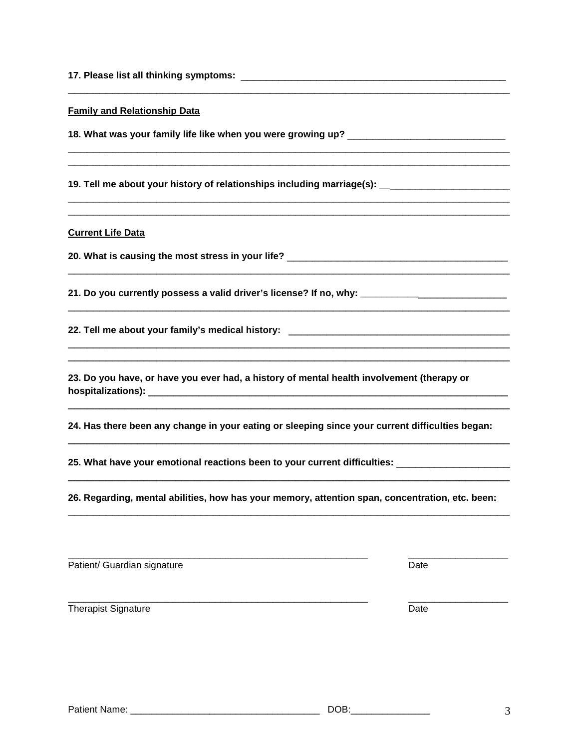**17. Please list all thinking symptoms:** ____________________________________________________
______________________________________________________________________________

**Family and Relationship Data**

**18. What was your family life like when you were growing up?** ______________________________
______________________________________________________________________________
______________________________________________________________________________

**19. Tell me about your history of relationships including marriage(s):** ________________________
______________________________________________________________________________
______________________________________________________________________________

**Current Life Data**

**20. What is causing the most stress in your life?** __________________________________________
______________________________________________________________________________

**21. Do you currently possess a valid driver's license? If no, why:** ____________________________
______________________________________________________________________________

**22. Tell me about your family's medical history:** ___________________________________________
______________________________________________________________________________
______________________________________________________________________________

**23. Do you have, or have you ever had, a history of mental health involvement (therapy or hospitalizations):** ______________________________________________________________________
______________________________________________________________________________

**24. Has there been any change in your eating or sleeping since your current difficulties began:**
______________________________________________________________________________

**25. What have your emotional reactions been to your current difficulties:** _____________________
______________________________________________________________________________

**26. Regarding, mental abilities, how has your memory, attention span, concentration, etc. been:**
______________________________________________________________________________

____________________________________________________________ ____________________

Patient/ Guardian signature Date

____________________________________________________________ ____________________

Therapist Signature Date

Patient Name: ____________________________________ DOB:_______________